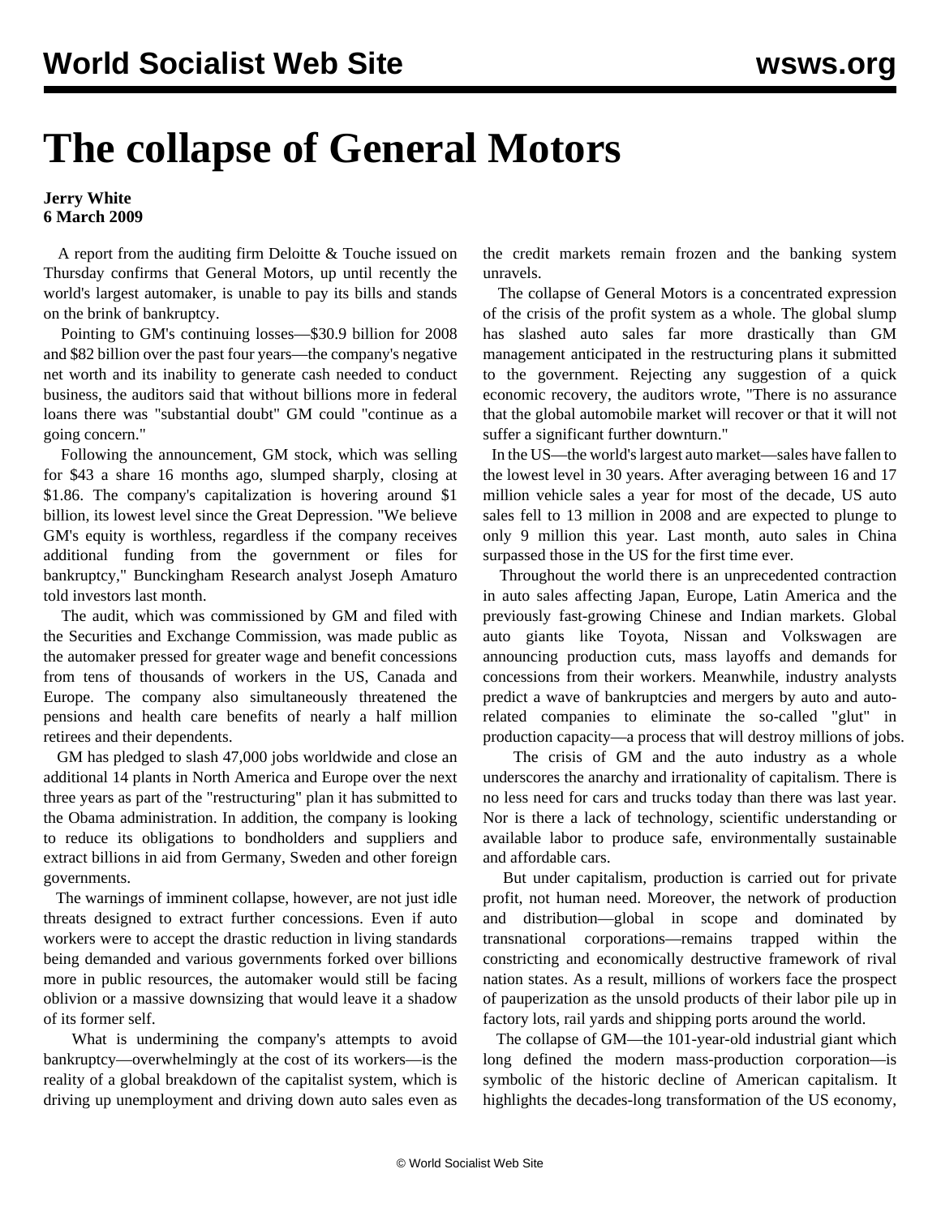# The collapse of General Motors

**Jerry White**
**6 March 2009**

A report from the auditing firm Deloitte & Touche issued on Thursday confirms that General Motors, up until recently the world's largest automaker, is unable to pay its bills and stands on the brink of bankruptcy.

Pointing to GM's continuing losses—$30.9 billion for 2008 and $82 billion over the past four years—the company's negative net worth and its inability to generate cash needed to conduct business, the auditors said that without billions more in federal loans there was "substantial doubt" GM could "continue as a going concern."

Following the announcement, GM stock, which was selling for $43 a share 16 months ago, slumped sharply, closing at $1.86. The company's capitalization is hovering around $1 billion, its lowest level since the Great Depression. "We believe GM's equity is worthless, regardless if the company receives additional funding from the government or files for bankruptcy," Bunckingham Research analyst Joseph Amaturo told investors last month.

The audit, which was commissioned by GM and filed with the Securities and Exchange Commission, was made public as the automaker pressed for greater wage and benefit concessions from tens of thousands of workers in the US, Canada and Europe. The company also simultaneously threatened the pensions and health care benefits of nearly a half million retirees and their dependents.

GM has pledged to slash 47,000 jobs worldwide and close an additional 14 plants in North America and Europe over the next three years as part of the "restructuring" plan it has submitted to the Obama administration. In addition, the company is looking to reduce its obligations to bondholders and suppliers and extract billions in aid from Germany, Sweden and other foreign governments.

The warnings of imminent collapse, however, are not just idle threats designed to extract further concessions. Even if auto workers were to accept the drastic reduction in living standards being demanded and various governments forked over billions more in public resources, the automaker would still be facing oblivion or a massive downsizing that would leave it a shadow of its former self.

What is undermining the company's attempts to avoid bankruptcy—overwhelmingly at the cost of its workers—is the reality of a global breakdown of the capitalist system, which is driving up unemployment and driving down auto sales even as the credit markets remain frozen and the banking system unravels.

The collapse of General Motors is a concentrated expression of the crisis of the profit system as a whole. The global slump has slashed auto sales far more drastically than GM management anticipated in the restructuring plans it submitted to the government. Rejecting any suggestion of a quick economic recovery, the auditors wrote, "There is no assurance that the global automobile market will recover or that it will not suffer a significant further downturn."

In the US—the world's largest auto market—sales have fallen to the lowest level in 30 years. After averaging between 16 and 17 million vehicle sales a year for most of the decade, US auto sales fell to 13 million in 2008 and are expected to plunge to only 9 million this year. Last month, auto sales in China surpassed those in the US for the first time ever.

Throughout the world there is an unprecedented contraction in auto sales affecting Japan, Europe, Latin America and the previously fast-growing Chinese and Indian markets. Global auto giants like Toyota, Nissan and Volkswagen are announcing production cuts, mass layoffs and demands for concessions from their workers. Meanwhile, industry analysts predict a wave of bankruptcies and mergers by auto and auto-related companies to eliminate the so-called "glut" in production capacity—a process that will destroy millions of jobs.

The crisis of GM and the auto industry as a whole underscores the anarchy and irrationality of capitalism. There is no less need for cars and trucks today than there was last year. Nor is there a lack of technology, scientific understanding or available labor to produce safe, environmentally sustainable and affordable cars.

But under capitalism, production is carried out for private profit, not human need. Moreover, the network of production and distribution—global in scope and dominated by transnational corporations—remains trapped within the constricting and economically destructive framework of rival nation states. As a result, millions of workers face the prospect of pauperization as the unsold products of their labor pile up in factory lots, rail yards and shipping ports around the world.

The collapse of GM—the 101-year-old industrial giant which long defined the modern mass-production corporation—is symbolic of the historic decline of American capitalism. It highlights the decades-long transformation of the US economy,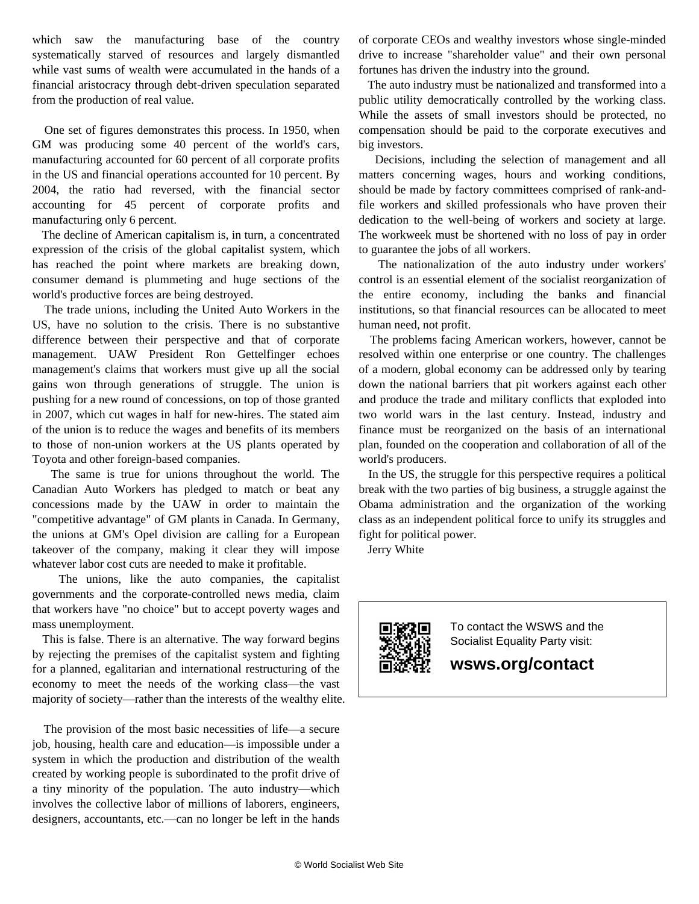which saw the manufacturing base of the country systematically starved of resources and largely dismantled while vast sums of wealth were accumulated in the hands of a financial aristocracy through debt-driven speculation separated from the production of real value.

One set of figures demonstrates this process. In 1950, when GM was producing some 40 percent of the world's cars, manufacturing accounted for 60 percent of all corporate profits in the US and financial operations accounted for 10 percent. By 2004, the ratio had reversed, with the financial sector accounting for 45 percent of corporate profits and manufacturing only 6 percent.

The decline of American capitalism is, in turn, a concentrated expression of the crisis of the global capitalist system, which has reached the point where markets are breaking down, consumer demand is plummeting and huge sections of the world's productive forces are being destroyed.

The trade unions, including the United Auto Workers in the US, have no solution to the crisis. There is no substantive difference between their perspective and that of corporate management. UAW President Ron Gettelfinger echoes management's claims that workers must give up all the social gains won through generations of struggle. The union is pushing for a new round of concessions, on top of those granted in 2007, which cut wages in half for new-hires. The stated aim of the union is to reduce the wages and benefits of its members to those of non-union workers at the US plants operated by Toyota and other foreign-based companies.

The same is true for unions throughout the world. The Canadian Auto Workers has pledged to match or beat any concessions made by the UAW in order to maintain the "competitive advantage" of GM plants in Canada. In Germany, the unions at GM's Opel division are calling for a European takeover of the company, making it clear they will impose whatever labor cost cuts are needed to make it profitable.

The unions, like the auto companies, the capitalist governments and the corporate-controlled news media, claim that workers have "no choice" but to accept poverty wages and mass unemployment.

This is false. There is an alternative. The way forward begins by rejecting the premises of the capitalist system and fighting for a planned, egalitarian and international restructuring of the economy to meet the needs of the working class—the vast majority of society—rather than the interests of the wealthy elite.

The provision of the most basic necessities of life—a secure job, housing, health care and education—is impossible under a system in which the production and distribution of the wealth created by working people is subordinated to the profit drive of a tiny minority of the population. The auto industry—which involves the collective labor of millions of laborers, engineers, designers, accountants, etc.—can no longer be left in the hands of corporate CEOs and wealthy investors whose single-minded drive to increase "shareholder value" and their own personal fortunes has driven the industry into the ground.

The auto industry must be nationalized and transformed into a public utility democratically controlled by the working class. While the assets of small investors should be protected, no compensation should be paid to the corporate executives and big investors.

Decisions, including the selection of management and all matters concerning wages, hours and working conditions, should be made by factory committees comprised of rank-and-file workers and skilled professionals who have proven their dedication to the well-being of workers and society at large. The workweek must be shortened with no loss of pay in order to guarantee the jobs of all workers.

The nationalization of the auto industry under workers' control is an essential element of the socialist reorganization of the entire economy, including the banks and financial institutions, so that financial resources can be allocated to meet human need, not profit.

The problems facing American workers, however, cannot be resolved within one enterprise or one country. The challenges of a modern, global economy can be addressed only by tearing down the national barriers that pit workers against each other and produce the trade and military conflicts that exploded into two world wars in the last century. Instead, industry and finance must be reorganized on the basis of an international plan, founded on the cooperation and collaboration of all of the world's producers.

In the US, the struggle for this perspective requires a political break with the two parties of big business, a struggle against the Obama administration and the organization of the working class as an independent political force to unify its struggles and fight for political power.

Jerry White

To contact the WSWS and the Socialist Equality Party visit:

**wsws.org/contact**